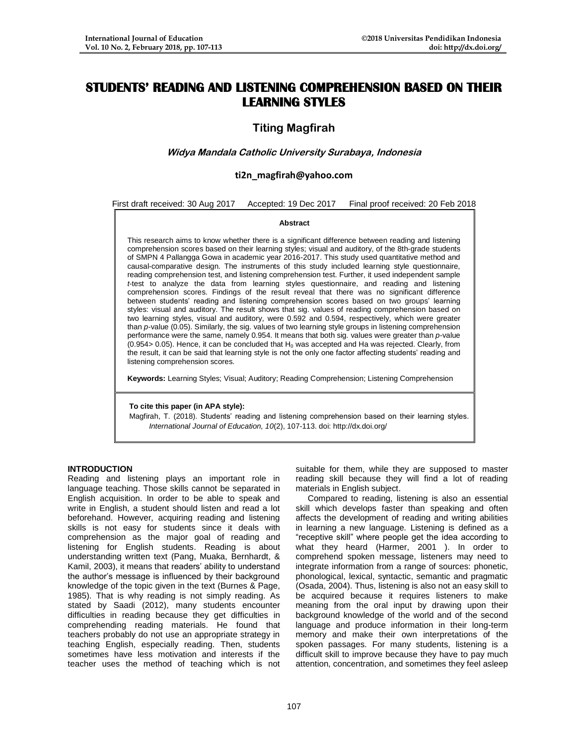# STUDENTS' READING AND LISTENING COMPREHENSION BASED ON THEIR LEARNING STYLES

**Titing Magfirah**

***Widya Mandala Catholic University Surabaya, Indonesia***

**ti2n_magfirah@yahoo.com**

First draft received: 30 Aug 2017 Accepted: 19 Dec 2017 Final proof received: 20 Feb 2018

**Abstract**

This research aims to know whether there is a significant difference between reading and listening comprehension scores based on their learning styles; visual and auditory, of the 8th-grade students of SMPN 4 Pallangga Gowa in academic year 2016-2017. This study used quantitative method and causal-comparative design. The instruments of this study included learning style questionnaire, reading comprehension test, and listening comprehension test. Further, it used independent sample *t*-test to analyze the data from learning styles questionnaire, and reading and listening comprehension scores. Findings of the result reveal that there was no significant difference between students' reading and listening comprehension scores based on two groups' learning styles: visual and auditory. The result shows that sig. values of reading comprehension based on two learning styles, visual and auditory, were 0.592 and 0.594, respectively, which were greater than *p*-value (0.05). Similarly, the sig. values of two learning style groups in listening comprehension performance were the same, namely 0.954. It means that both sig. values were greater than *p*-value (0.954> 0.05). Hence, it can be concluded that $H_0$ was accepted and Ha was rejected. Clearly, from the result, it can be said that learning style is not the only one factor affecting students' reading and listening comprehension scores.

**Keywords:** Learning Styles; Visual; Auditory; Reading Comprehension; Listening Comprehension

**To cite this paper (in APA style):**
Magfirah, T. (2018). Students' reading and listening comprehension based on their learning styles. *International Journal of Education, 10*(2), 107-113. doi: http://dx.doi.org/

## INTRODUCTION

Reading and listening plays an important role in language teaching. Those skills cannot be separated in English acquisition. In order to be able to speak and write in English, a student should listen and read a lot beforehand. However, acquiring reading and listening skills is not easy for students since it deals with comprehension as the major goal of reading and listening for English students. Reading is about understanding written text (Pang, Muaka, Bernhardt, & Kamil, 2003), it means that readers' ability to understand the author's message is influenced by their background knowledge of the topic given in the text (Burnes & Page, 1985). That is why reading is not simply reading. As stated by Saadi (2012), many students encounter difficulties in reading because they get difficulties in comprehending reading materials. He found that teachers probably do not use an appropriate strategy in teaching English, especially reading. Then, students sometimes have less motivation and interests if the teacher uses the method of teaching which is not suitable for them, while they are supposed to master reading skill because they will find a lot of reading materials in English subject.

Compared to reading, listening is also an essential skill which develops faster than speaking and often affects the development of reading and writing abilities in learning a new language. Listening is defined as a "receptive skill" where people get the idea according to what they heard (Harmer, 2001 ). In order to comprehend spoken message, listeners may need to integrate information from a range of sources: phonetic, phonological, lexical, syntactic, semantic and pragmatic (Osada, 2004). Thus, listening is also not an easy skill to be acquired because it requires listeners to make meaning from the oral input by drawing upon their background knowledge of the world and of the second language and produce information in their long-term memory and make their own interpretations of the spoken passages. For many students, listening is a difficult skill to improve because they have to pay much attention, concentration, and sometimes they feel asleep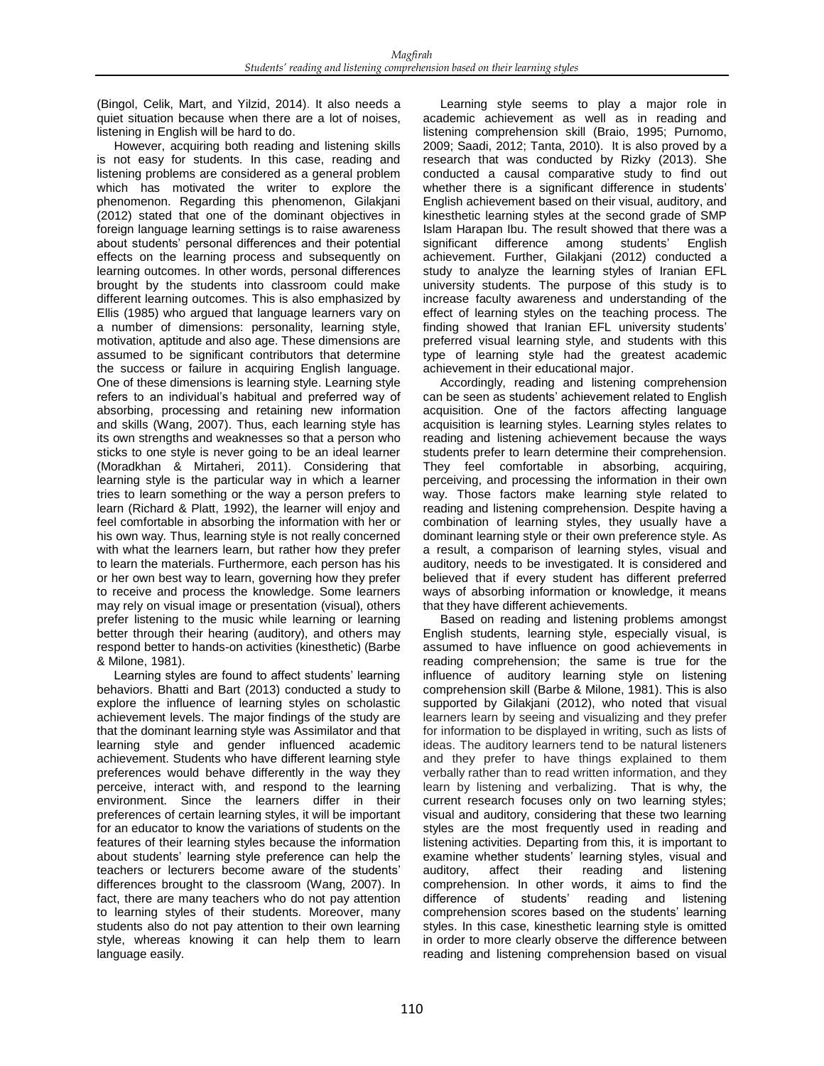(Bingol, Celik, Mart, and Yilzid, 2014). It also needs a quiet situation because when there are a lot of noises, listening in English will be hard to do.

However, acquiring both reading and listening skills is not easy for students. In this case, reading and listening problems are considered as a general problem which has motivated the writer to explore the phenomenon. Regarding this phenomenon, Gilakjani (2012) stated that one of the dominant objectives in foreign language learning settings is to raise awareness about students' personal differences and their potential effects on the learning process and subsequently on learning outcomes. In other words, personal differences brought by the students into classroom could make different learning outcomes. This is also emphasized by Ellis (1985) who argued that language learners vary on a number of dimensions: personality, learning style, motivation, aptitude and also age. These dimensions are assumed to be significant contributors that determine the success or failure in acquiring English language. One of these dimensions is learning style. Learning style refers to an individual's habitual and preferred way of absorbing, processing and retaining new information and skills (Wang, 2007). Thus, each learning style has its own strengths and weaknesses so that a person who sticks to one style is never going to be an ideal learner (Moradkhan & Mirtaheri, 2011). Considering that learning style is the particular way in which a learner tries to learn something or the way a person prefers to learn (Richard & Platt, 1992), the learner will enjoy and feel comfortable in absorbing the information with her or his own way. Thus, learning style is not really concerned with what the learners learn, but rather how they prefer to learn the materials. Furthermore, each person has his or her own best way to learn, governing how they prefer to receive and process the knowledge. Some learners may rely on visual image or presentation (visual), others prefer listening to the music while learning or learning better through their hearing (auditory), and others may respond better to hands-on activities (kinesthetic) (Barbe & Milone, 1981).

Learning styles are found to affect students' learning behaviors. Bhatti and Bart (2013) conducted a study to explore the influence of learning styles on scholastic achievement levels. The major findings of the study are that the dominant learning style was Assimilator and that learning style and gender influenced academic achievement. Students who have different learning style preferences would behave differently in the way they perceive, interact with, and respond to the learning environment. Since the learners differ in their preferences of certain learning styles, it will be important for an educator to know the variations of students on the features of their learning styles because the information about students' learning style preference can help the teachers or lecturers become aware of the students' differences brought to the classroom (Wang, 2007). In fact, there are many teachers who do not pay attention to learning styles of their students. Moreover, many students also do not pay attention to their own learning style, whereas knowing it can help them to learn language easily.

Learning style seems to play a major role in academic achievement as well as in reading and listening comprehension skill (Braio, 1995; Purnomo, 2009; Saadi, 2012; Tanta, 2010). It is also proved by a research that was conducted by Rizky (2013). She conducted a causal comparative study to find out whether there is a significant difference in students' English achievement based on their visual, auditory, and kinesthetic learning styles at the second grade of SMP Islam Harapan Ibu. The result showed that there was a significant difference among students' English achievement. Further, Gilakjani (2012) conducted a study to analyze the learning styles of Iranian EFL university students. The purpose of this study is to increase faculty awareness and understanding of the effect of learning styles on the teaching process. The finding showed that Iranian EFL university students' preferred visual learning style, and students with this type of learning style had the greatest academic achievement in their educational major.

Accordingly, reading and listening comprehension can be seen as students' achievement related to English acquisition. One of the factors affecting language acquisition is learning styles. Learning styles relates to reading and listening achievement because the ways students prefer to learn determine their comprehension. They feel comfortable in absorbing, acquiring, perceiving, and processing the information in their own way. Those factors make learning style related to reading and listening comprehension. Despite having a combination of learning styles, they usually have a dominant learning style or their own preference style. As a result, a comparison of learning styles, visual and auditory, needs to be investigated. It is considered and believed that if every student has different preferred ways of absorbing information or knowledge, it means that they have different achievements.

Based on reading and listening problems amongst English students, learning style, especially visual, is assumed to have influence on good achievements in reading comprehension; the same is true for the influence of auditory learning style on listening comprehension skill (Barbe & Milone, 1981). This is also supported by Gilakjani (2012), who noted that visual learners learn by seeing and visualizing and they prefer for information to be displayed in writing, such as lists of ideas. The auditory learners tend to be natural listeners and they prefer to have things explained to them verbally rather than to read written information, and they learn by listening and verbalizing. That is why, the current research focuses only on two learning styles; visual and auditory, considering that these two learning styles are the most frequently used in reading and listening activities. Departing from this, it is important to examine whether students' learning styles, visual and auditory, affect their reading and listening comprehension. In other words, it aims to find the difference of students' reading and listening comprehension scores based on the students' learning styles. In this case, kinesthetic learning style is omitted in order to more clearly observe the difference between reading and listening comprehension based on visual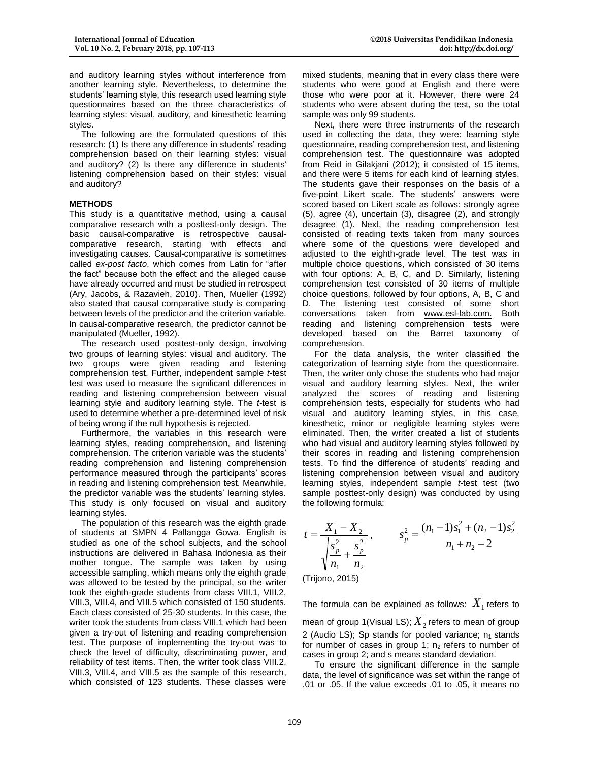and auditory learning styles without interference from another learning style. Nevertheless, to determine the students' learning style, this research used learning style questionnaires based on the three characteristics of learning styles: visual, auditory, and kinesthetic learning styles.

The following are the formulated questions of this research: (1) Is there any difference in students' reading comprehension based on their learning styles: visual and auditory? (2) Is there any difference in students' listening comprehension based on their styles: visual and auditory?

## METHODS

This study is a quantitative method, using a causal comparative research with a posttest-only design. The basic causal-comparative is retrospective causal-comparative research, starting with effects and investigating causes. Causal-comparative is sometimes called *ex-post facto*, which comes from Latin for "after the fact" because both the effect and the alleged cause have already occurred and must be studied in retrospect (Ary, Jacobs, & Razavieh, 2010). Then, Mueller (1992) also stated that causal comparative study is comparing between levels of the predictor and the criterion variable. In causal-comparative research, the predictor cannot be manipulated (Mueller, 1992).

The research used posttest-only design, involving two groups of learning styles: visual and auditory. The two groups were given reading and listening comprehension test. Further, independent sample *t*-test test was used to measure the significant differences in reading and listening comprehension between visual learning style and auditory learning style. The *t*-test is used to determine whether a pre-determined level of risk of being wrong if the null hypothesis is rejected.

Furthermore, the variables in this research were learning styles, reading comprehension, and listening comprehension. The criterion variable was the students' reading comprehension and listening comprehension performance measured through the participants' scores in reading and listening comprehension test. Meanwhile, the predictor variable was the students' learning styles. This study is only focused on visual and auditory learning styles.

The population of this research was the eighth grade of students at SMPN 4 Pallangga Gowa. English is studied as one of the school subjects, and the school instructions are delivered in Bahasa Indonesia as their mother tongue. The sample was taken by using accessible sampling, which means only the eighth grade was allowed to be tested by the principal, so the writer took the eighth-grade students from class VIII.1, VIII.2, VIII.3, VIII.4, and VIII.5 which consisted of 150 students. Each class consisted of 25-30 students. In this case, the writer took the students from class VIII.1 which had been given a try-out of listening and reading comprehension test. The purpose of implementing the try-out was to check the level of difficulty, discriminating power, and reliability of test items. Then, the writer took class VIII.2, VIII.3, VIII.4, and VIII.5 as the sample of this research, which consisted of 123 students. These classes were mixed students, meaning that in every class there were students who were good at English and there were those who were poor at it. However, there were 24 students who were absent during the test, so the total sample was only 99 students.

Next, there were three instruments of the research used in collecting the data, they were: learning style questionnaire, reading comprehension test, and listening comprehension test. The questionnaire was adopted from Reid in Gilakjani (2012); it consisted of 15 items, and there were 5 items for each kind of learning styles. The students gave their responses on the basis of a five-point Likert scale. The students' answers were scored based on Likert scale as follows: strongly agree (5), agree (4), uncertain (3), disagree (2), and strongly disagree (1). Next, the reading comprehension test consisted of reading texts taken from many sources where some of the questions were developed and adjusted to the eighth-grade level. The test was in multiple choice questions, which consisted of 30 items with four options: A, B, C, and D. Similarly, listening comprehension test consisted of 30 items of multiple choice questions, followed by four options, A, B, C and D. The listening test consisted of some short conversations taken from www.esl-lab.com. Both reading and listening comprehension tests were developed based on the Barret taxonomy of comprehension.

For the data analysis, the writer classified the categorization of learning style from the questionnaire. Then, the writer only chose the students who had major visual and auditory learning styles. Next, the writer analyzed the scores of reading and listening comprehension tests, especially for students who had visual and auditory learning styles, in this case, kinesthetic, minor or negligible learning styles were eliminated. Then, the writer created a list of students who had visual and auditory learning styles followed by their scores in reading and listening comprehension tests. To find the difference of students' reading and listening comprehension between visual and auditory learning styles, independent sample *t*-test test (two sample posttest-only design) was conducted by using the following formula;

$$t = \frac{\overline{X}_1 - \overline{X}_2}{\sqrt{\frac{s_p^2}{n_1} + \frac{s_p^2}{n_2}}}, \qquad s_p^2 = \frac{(n_1 - 1)s_1^2 + (n_2 - 1)s_2^2}{n_1 + n_2 - 2}$$

(Trijono, 2015)

The formula can be explained as follows: $\overline{X}_1$ refers to mean of group 1(Visual LS); $\overline{X}_2$ refers to mean of group 2 (Audio LS); Sp stands for pooled variance; $n_1$ stands for number of cases in group 1; $n_2$ refers to number of cases in group 2; and s means standard deviation.

To ensure the significant difference in the sample data, the level of significance was set within the range of .01 or .05. If the value exceeds .01 to .05, it means no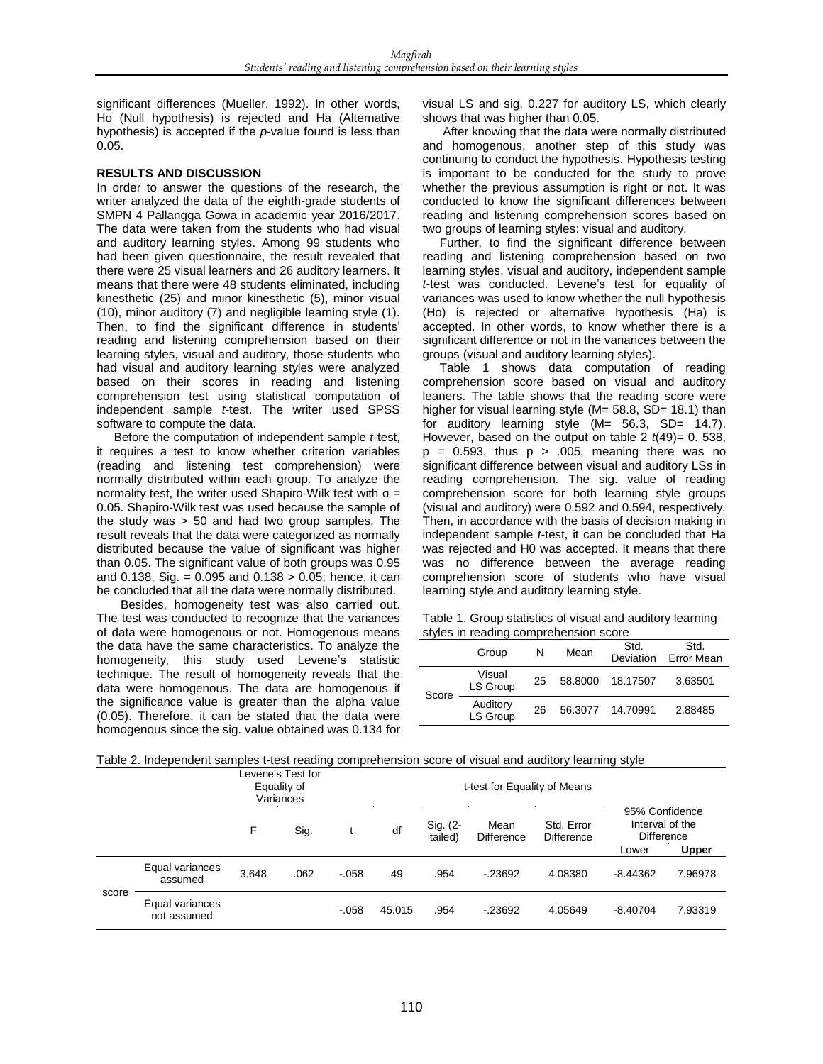significant differences (Mueller, 1992). In other words, Ho (Null hypothesis) is rejected and Ha (Alternative hypothesis) is accepted if the *p*-value found is less than 0.05.

**RESULTS AND DISCUSSION**

In order to answer the questions of the research, the writer analyzed the data of the eighth-grade students of SMPN 4 Pallangga Gowa in academic year 2016/2017. The data were taken from the students who had visual and auditory learning styles. Among 99 students who had been given questionnaire, the result revealed that there were 25 visual learners and 26 auditory learners. It means that there were 48 students eliminated, including kinesthetic (25) and minor kinesthetic (5), minor visual (10), minor auditory (7) and negligible learning style (1). Then, to find the significant difference in students' reading and listening comprehension based on their learning styles, visual and auditory, those students who had visual and auditory learning styles were analyzed based on their scores in reading and listening comprehension test using statistical computation of independent sample *t*-test. The writer used SPSS software to compute the data.

Before the computation of independent sample *t*-test, it requires a test to know whether criterion variables (reading and listening test comprehension) were normally distributed within each group. To analyze the normality test, the writer used Shapiro-Wilk test with $\alpha$ = 0.05. Shapiro-Wilk test was used because the sample of the study was > 50 and had two group samples. The result reveals that the data were categorized as normally distributed because the value of significant was higher than 0.05. The significant value of both groups was 0.95 and 0.138, Sig. = 0.095 and 0.138 > 0.05; hence, it can be concluded that all the data were normally distributed.

Besides, homogeneity test was also carried out. The test was conducted to recognize that the variances of data were homogenous or not. Homogenous means the data have the same characteristics. To analyze the homogeneity, this study used Levene's statistic technique. The result of homogeneity reveals that the data were homogenous. The data are homogenous if the significance value is greater than the alpha value (0.05). Therefore, it can be stated that the data were homogenous since the sig. value obtained was 0.134 for visual LS and sig. 0.227 for auditory LS, which clearly shows that was higher than 0.05.

After knowing that the data were normally distributed and homogenous, another step of this study was continuing to conduct the hypothesis. Hypothesis testing is important to be conducted for the study to prove whether the previous assumption is right or not. It was conducted to know the significant differences between reading and listening comprehension scores based on two groups of learning styles: visual and auditory.

Further, to find the significant difference between reading and listening comprehension based on two learning styles, visual and auditory, independent sample *t*-test was conducted. Levene's test for equality of variances was used to know whether the null hypothesis (Ho) is rejected or alternative hypothesis (Ha) is accepted. In other words, to know whether there is a significant difference or not in the variances between the groups (visual and auditory learning styles).

Table 1 shows data computation of reading comprehension score based on visual and auditory leaners. The table shows that the reading score were higher for visual learning style (M= 58.8, SD= 18.1) than for auditory learning style (M= 56.3, SD= 14.7). However, based on the output on table 2 *t*(49)= 0. 538, p = 0.593, thus p > .005, meaning there was no significant difference between visual and auditory LSs in reading comprehension. The sig. value of reading comprehension score for both learning style groups (visual and auditory) were 0.592 and 0.594, respectively. Then, in accordance with the basis of decision making in independent sample *t*-test, it can be concluded that Ha was rejected and H0 was accepted. It means that there was no difference between the average reading comprehension score of students who have visual learning style and auditory learning style.

Table 1. Group statistics of visual and auditory learning styles in reading comprehension score

| | Group | N | Mean | Std. Deviation | Std. Error Mean |
|---|---|---|---|---|---|
| Score | Visual LS Group | 25 | 58.8000 | 18.17507 | 3.63501 |
| | Auditory LS Group | 26 | 56.3077 | 14.70991 | 2.88485 |

Table 2. Independent samples t-test reading comprehension score of visual and auditory learning style

| | | Levene's Test for Equality of Variances | | t-test for Equality of Means | | | | | | |
|---|---|---|---|---|---|---|---|---|---|---|
| | | F | Sig. | t | df | Sig. (2-tailed) | Mean Difference | Std. Error Difference | 95% Confidence Interval of the Difference | |
| | | | | | | | | | Lower | **Upper** |
| score | Equal variances assumed | 3.648 | .062 | -.058 | 49 | .954 | -.23692 | 4.08380 | -8.44362 | 7.96978 |
| | Equal variances not assumed | | | -.058 | 45.015 | .954 | -.23692 | 4.05649 | -8.40704 | 7.93319 |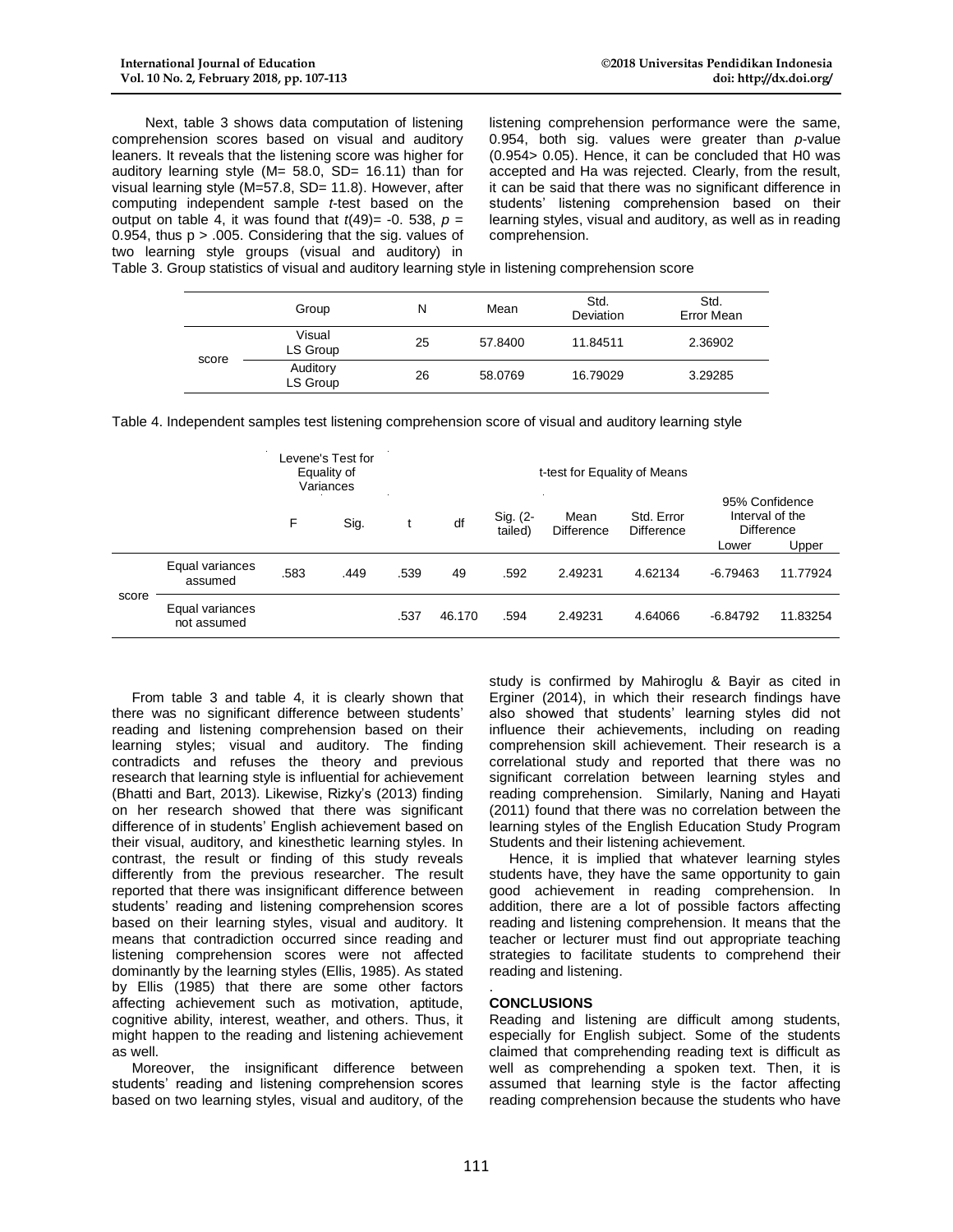Next, table 3 shows data computation of listening comprehension scores based on visual and auditory leaners. It reveals that the listening score was higher for auditory learning style (M= 58.0, SD= 16.11) than for visual learning style (M=57.8, SD= 11.8). However, after computing independent sample *t*-test based on the output on table 4, it was found that *t*(49)= -0. 538, *p* = 0.954, thus p > .005. Considering that the sig. values of two learning style groups (visual and auditory) in listening comprehension performance were the same, 0.954, both sig. values were greater than *p*-value (0.954> 0.05). Hence, it can be concluded that H0 was accepted and Ha was rejected. Clearly, from the result, it can be said that there was no significant difference in students' listening comprehension based on their learning styles, visual and auditory, as well as in reading comprehension.

Table 3. Group statistics of visual and auditory learning style in listening comprehension score

| | Group | N | Mean | Std. Deviation | Std. Error Mean |
|---|---|---|---|---|---|
| score | Visual LS Group | 25 | 57.8400 | 11.84511 | 2.36902 |
| | Auditory LS Group | 26 | 58.0769 | 16.79029 | 3.29285 |

Table 4. Independent samples test listening comprehension score of visual and auditory learning style

| | | Levene's Test for Equality of Variances | | t-test for Equality of Means | | | | | | |
|---|---|---|---|---|---|---|---|---|---|---|
| | | | | | | | | | 95% Confidence Interval of the Difference | |
| | | F | Sig. | t | df | Sig. (2-tailed) | Mean Difference | Std. Error Difference | Lower | Upper |
| score | Equal variances assumed | .583 | .449 | .539 | 49 | .592 | 2.49231 | 4.62134 | -6.79463 | 11.77924 |
| | Equal variances not assumed | | | .537 | 46.170 | .594 | 2.49231 | 4.64066 | -6.84792 | 11.83254 |

From table 3 and table 4, it is clearly shown that there was no significant difference between students' reading and listening comprehension based on their learning styles; visual and auditory. The finding contradicts and refuses the theory and previous research that learning style is influential for achievement (Bhatti and Bart, 2013). Likewise, Rizky's (2013) finding on her research showed that there was significant difference of in students' English achievement based on their visual, auditory, and kinesthetic learning styles. In contrast, the result or finding of this study reveals differently from the previous researcher. The result reported that there was insignificant difference between students' reading and listening comprehension scores based on their learning styles, visual and auditory. It means that contradiction occurred since reading and listening comprehension scores were not affected dominantly by the learning styles (Ellis, 1985). As stated by Ellis (1985) that there are some other factors affecting achievement such as motivation, aptitude, cognitive ability, interest, weather, and others. Thus, it might happen to the reading and listening achievement as well.

Moreover, the insignificant difference between students' reading and listening comprehension scores based on two learning styles, visual and auditory, of the study is confirmed by Mahiroglu & Bayir as cited in Erginer (2014), in which their research findings have also showed that students' learning styles did not influence their achievements, including on reading comprehension skill achievement. Their research is a correlational study and reported that there was no significant correlation between learning styles and reading comprehension. Similarly, Naning and Hayati (2011) found that there was no correlation between the learning styles of the English Education Study Program Students and their listening achievement.

Hence, it is implied that whatever learning styles students have, they have the same opportunity to gain good achievement in reading comprehension. In addition, there are a lot of possible factors affecting reading and listening comprehension. It means that the teacher or lecturer must find out appropriate teaching strategies to facilitate students to comprehend their reading and listening.

## CONCLUSIONS

Reading and listening are difficult among students, especially for English subject. Some of the students claimed that comprehending reading text is difficult as well as comprehending a spoken text. Then, it is assumed that learning style is the factor affecting reading comprehension because the students who have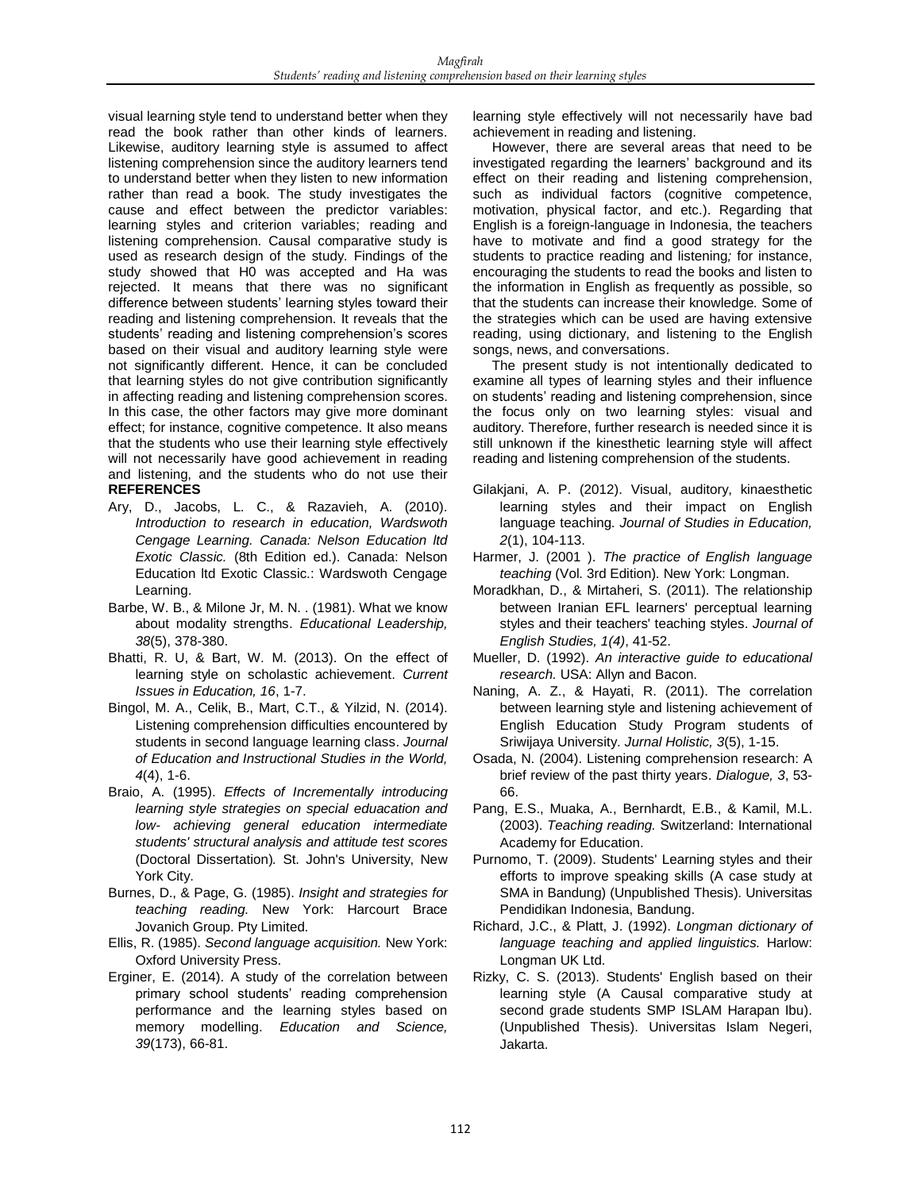visual learning style tend to understand better when they read the book rather than other kinds of learners. Likewise, auditory learning style is assumed to affect listening comprehension since the auditory learners tend to understand better when they listen to new information rather than read a book. The study investigates the cause and effect between the predictor variables: learning styles and criterion variables; reading and listening comprehension. Causal comparative study is used as research design of the study. Findings of the study showed that H0 was accepted and Ha was rejected. It means that there was no significant difference between students' learning styles toward their reading and listening comprehension. It reveals that the students' reading and listening comprehension's scores based on their visual and auditory learning style were not significantly different. Hence, it can be concluded that learning styles do not give contribution significantly in affecting reading and listening comprehension scores. In this case, the other factors may give more dominant effect; for instance, cognitive competence. It also means that the students who use their learning style effectively will not necessarily have good achievement in reading and listening, and the students who do not use their learning style effectively will not necessarily have bad achievement in reading and listening.

However, there are several areas that need to be investigated regarding the learners' background and its effect on their reading and listening comprehension, such as individual factors (cognitive competence, motivation, physical factor, and etc.). Regarding that English is a foreign-language in Indonesia, the teachers have to motivate and find a good strategy for the students to practice reading and listening*;* for instance, encouraging the students to read the books and listen to the information in English as frequently as possible, so that the students can increase their knowledge. Some of the strategies which can be used are having extensive reading, using dictionary, and listening to the English songs, news, and conversations.

The present study is not intentionally dedicated to examine all types of learning styles and their influence on students' reading and listening comprehension, since the focus only on two learning styles: visual and auditory. Therefore, further research is needed since it is still unknown if the kinesthetic learning style will affect reading and listening comprehension of the students.

**REFERENCES**

Ary, D., Jacobs, L. C., & Razavieh, A. (2010). *Introduction to research in education, Wardswoth Cengage Learning. Canada: Nelson Education ltd Exotic Classic.* (8th Edition ed.). Canada: Nelson Education ltd Exotic Classic.: Wardswoth Cengage Learning.

Barbe, W. B., & Milone Jr, M. N. . (1981). What we know about modality strengths. *Educational Leadership, 38*(5), 378-380.

Bhatti, R. U, & Bart, W. M. (2013). On the effect of learning style on scholastic achievement. *Current Issues in Education, 16*, 1-7.

Bingol, M. A., Celik, B., Mart, C.T., & Yilzid, N. (2014). Listening comprehension difficulties encountered by students in second language learning class. *Journal of Education and Instructional Studies in the World, 4*(4), 1-6.

Braio, A. (1995). *Effects of Incrementally introducing learning style strategies on special eduacation and low- achieving general education intermediate students' structural analysis and attitude test scores* (Doctoral Dissertation)*.* St. John's University, New York City.

Burnes, D., & Page, G. (1985). *Insight and strategies for teaching reading.* New York: Harcourt Brace Jovanich Group. Pty Limited.

Ellis, R. (1985). *Second language acquisition.* New York: Oxford University Press.

Erginer, E. (2014). A study of the correlation between primary school students' reading comprehension performance and the learning styles based on memory modelling. *Education and Science, 39*(173), 66-81.

Gilakjani, A. P. (2012). Visual, auditory, kinaesthetic learning styles and their impact on English language teaching. *Journal of Studies in Education, 2*(1), 104-113.

Harmer, J. (2001 ). *The practice of English language teaching* (Vol. 3rd Edition). New York: Longman.

Moradkhan, D., & Mirtaheri, S. (2011). The relationship between Iranian EFL learners' perceptual learning styles and their teachers' teaching styles. *Journal of English Studies, 1(4)*, 41-52.

Mueller, D. (1992). *An interactive guide to educational research.* USA: Allyn and Bacon.

Naning, A. Z., & Hayati, R. (2011). The correlation between learning style and listening achievement of English Education Study Program students of Sriwijaya University. *Jurnal Holistic, 3*(5), 1-15.

Osada, N. (2004). Listening comprehension research: A brief review of the past thirty years. *Dialogue, 3*, 53-66.

Pang, E.S., Muaka, A., Bernhardt, E.B., & Kamil, M.L. (2003). *Teaching reading.* Switzerland: International Academy for Education.

Purnomo, T. (2009). Students' Learning styles and their efforts to improve speaking skills (A case study at SMA in Bandung) (Unpublished Thesis). Universitas Pendidikan Indonesia, Bandung.

Richard, J.C., & Platt, J. (1992). *Longman dictionary of language teaching and applied linguistics.* Harlow: Longman UK Ltd.

Rizky, C. S. (2013). Students' English based on their learning style (A Causal comparative study at second grade students SMP ISLAM Harapan Ibu). (Unpublished Thesis). Universitas Islam Negeri, Jakarta.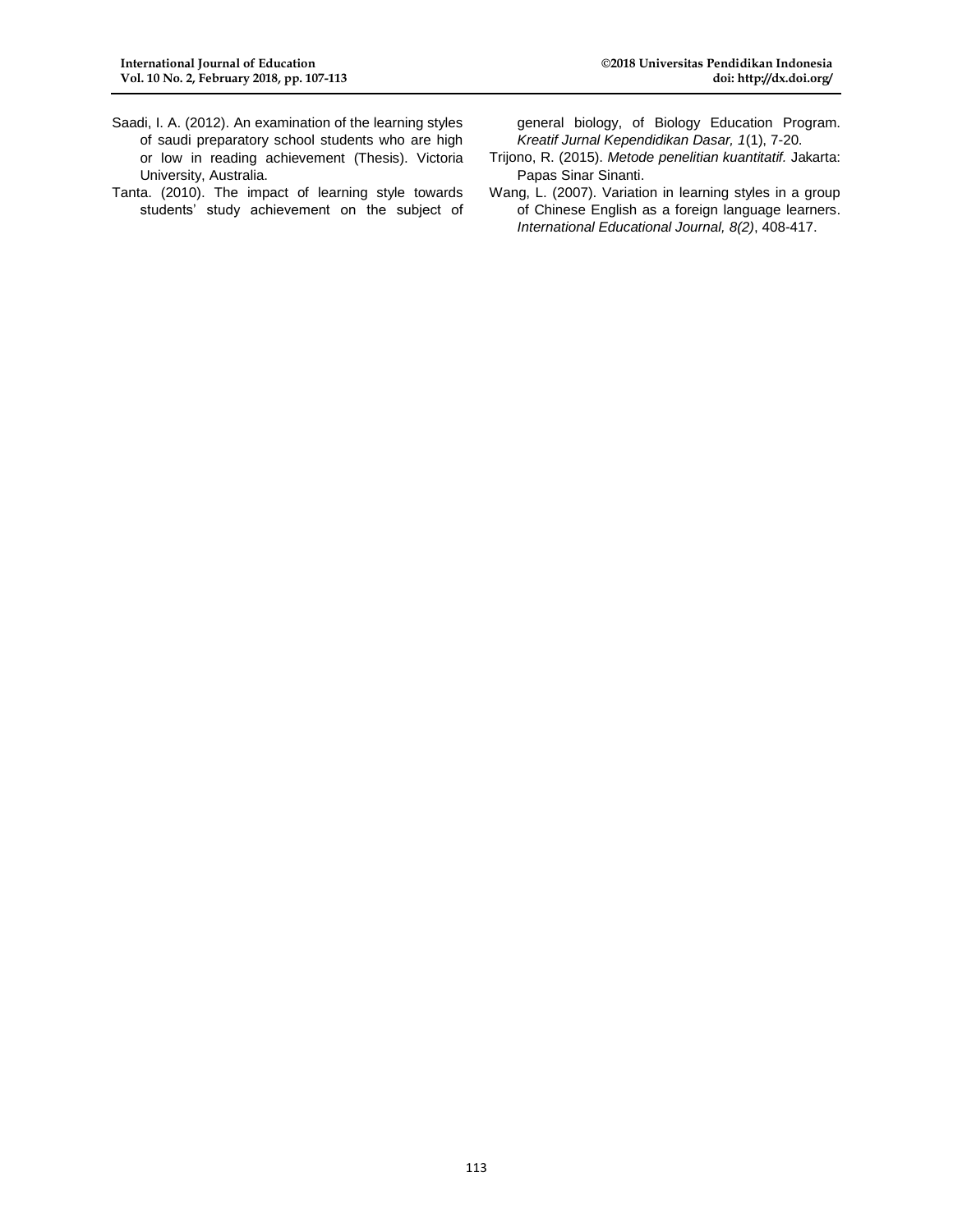Saadi, I. A. (2012). An examination of the learning styles of saudi preparatory school students who are high or low in reading achievement (Thesis). Victoria University, Australia.

Tanta. (2010). The impact of learning style towards students' study achievement on the subject of general biology, of Biology Education Program. *Kreatif Jurnal Kependidikan Dasar, 1*(1), 7-20.

Trijono, R. (2015). *Metode penelitian kuantitatif.* Jakarta: Papas Sinar Sinanti.

Wang, L. (2007). Variation in learning styles in a group of Chinese English as a foreign language learners. *International Educational Journal, 8(2)*, 408-417.